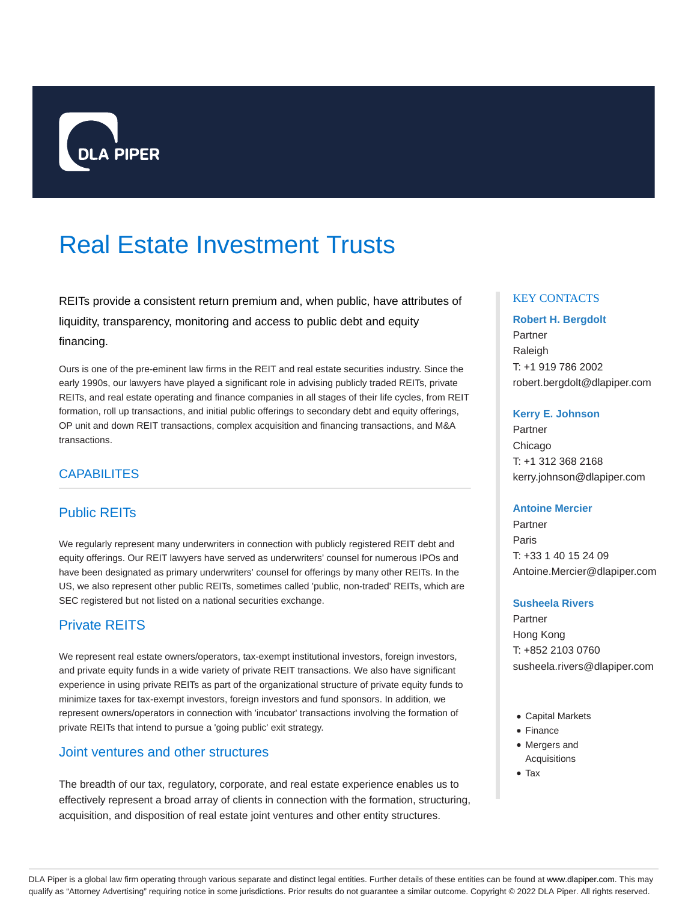DLA PIPER

# Real Estate Investment Trusts

REITs provide a consistent return premium and, when public, have attributes of liquidity, transparency, monitoring and access to public debt and equity financing.

Ours is one of the pre-eminent law firms in the REIT and real estate securities industry. Since the early 1990s, our lawyers have played a significant role in advising publicly traded REITs, private REITs, and real estate operating and finance companies in all stages of their life cycles, from REIT formation, roll up transactions, and initial public offerings to secondary debt and equity offerings, OP unit and down REIT transactions, complex acquisition and financing transactions, and M&A transactions.

## CAPABILITES

### Public REITs

We regularly represent many underwriters in connection with publicly registered REIT debt and equity offerings. Our REIT lawyers have served as underwriters' counsel for numerous IPOs and have been designated as primary underwriters' counsel for offerings by many other REITs. In the US, we also represent other public REITs, sometimes called 'public, non-traded' REITs, which are SEC registered but not listed on a national securities exchange.

### Private REITS

We represent real estate owners/operators, tax-exempt institutional investors, foreign investors, and private equity funds in a wide variety of private REIT transactions. We also have significant experience in using private REITs as part of the organizational structure of private equity funds to minimize taxes for tax-exempt investors, foreign investors and fund sponsors. In addition, we represent owners/operators in connection with 'incubator' transactions involving the formation of private REITs that intend to pursue a 'going public' exit strategy.

### Joint ventures and other structures

The breadth of our tax, regulatory, corporate, and real estate experience enables us to effectively represent a broad array of clients in connection with the formation, structuring, acquisition, and disposition of real estate joint ventures and other entity structures.

## KEY CONTACTS

**Robert H. Bergdolt**
Partner
Raleigh
T: +1 919 786 2002
robert.bergdolt@dlapiper.com

**Kerry E. Johnson**
Partner
Chicago
T: +1 312 368 2168
kerry.johnson@dlapiper.com

**Antoine Mercier**
Partner
Paris
T: +33 1 40 15 24 09
Antoine.Mercier@dlapiper.com

**Susheela Rivers**
Partner
Hong Kong
T: +852 2103 0760
susheela.rivers@dlapiper.com

- Capital Markets
- Finance
- Mergers and Acquisitions
- Tax

DLA Piper is a global law firm operating through various separate and distinct legal entities. Further details of these entities can be found at www.dlapiper.com. This may qualify as "Attorney Advertising" requiring notice in some jurisdictions. Prior results do not guarantee a similar outcome. Copyright © 2022 DLA Piper. All rights reserved.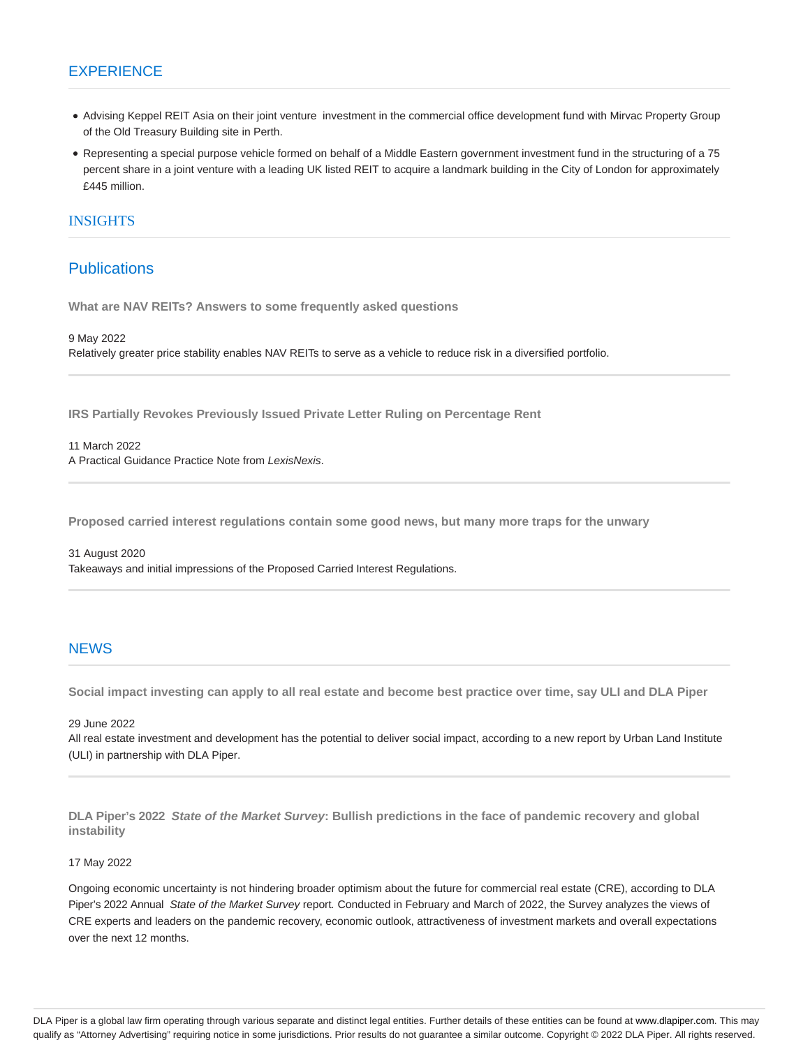## EXPERIENCE

- Advising Keppel REIT Asia on their joint venture investment in the commercial office development fund with Mirvac Property Group of the Old Treasury Building site in Perth.
- Representing a special purpose vehicle formed on behalf of a Middle Eastern government investment fund in the structuring of a 75 percent share in a joint venture with a leading UK listed REIT to acquire a landmark building in the City of London for approximately £445 million.

## INSIGHTS

### Publications

**What are NAV REITs? Answers to some frequently asked questions**

9 May 2022
Relatively greater price stability enables NAV REITs to serve as a vehicle to reduce risk in a diversified portfolio.

**IRS Partially Revokes Previously Issued Private Letter Ruling on Percentage Rent**

11 March 2022
A Practical Guidance Practice Note from *LexisNexis*.

**Proposed carried interest regulations contain some good news, but many more traps for the unwary**

31 August 2020
Takeaways and initial impressions of the Proposed Carried Interest Regulations.

## NEWS

**Social impact investing can apply to all real estate and become best practice over time, say ULI and DLA Piper**

29 June 2022
All real estate investment and development has the potential to deliver social impact, according to a new report by Urban Land Institute (ULI) in partnership with DLA Piper.

**DLA Piper's 2022 *State of the Market Survey*: Bullish predictions in the face of pandemic recovery and global instability**

17 May 2022

Ongoing economic uncertainty is not hindering broader optimism about the future for commercial real estate (CRE), according to DLA Piper's 2022 Annual *State of the Market Survey* report. Conducted in February and March of 2022, the Survey analyzes the views of CRE experts and leaders on the pandemic recovery, economic outlook, attractiveness of investment markets and overall expectations over the next 12 months.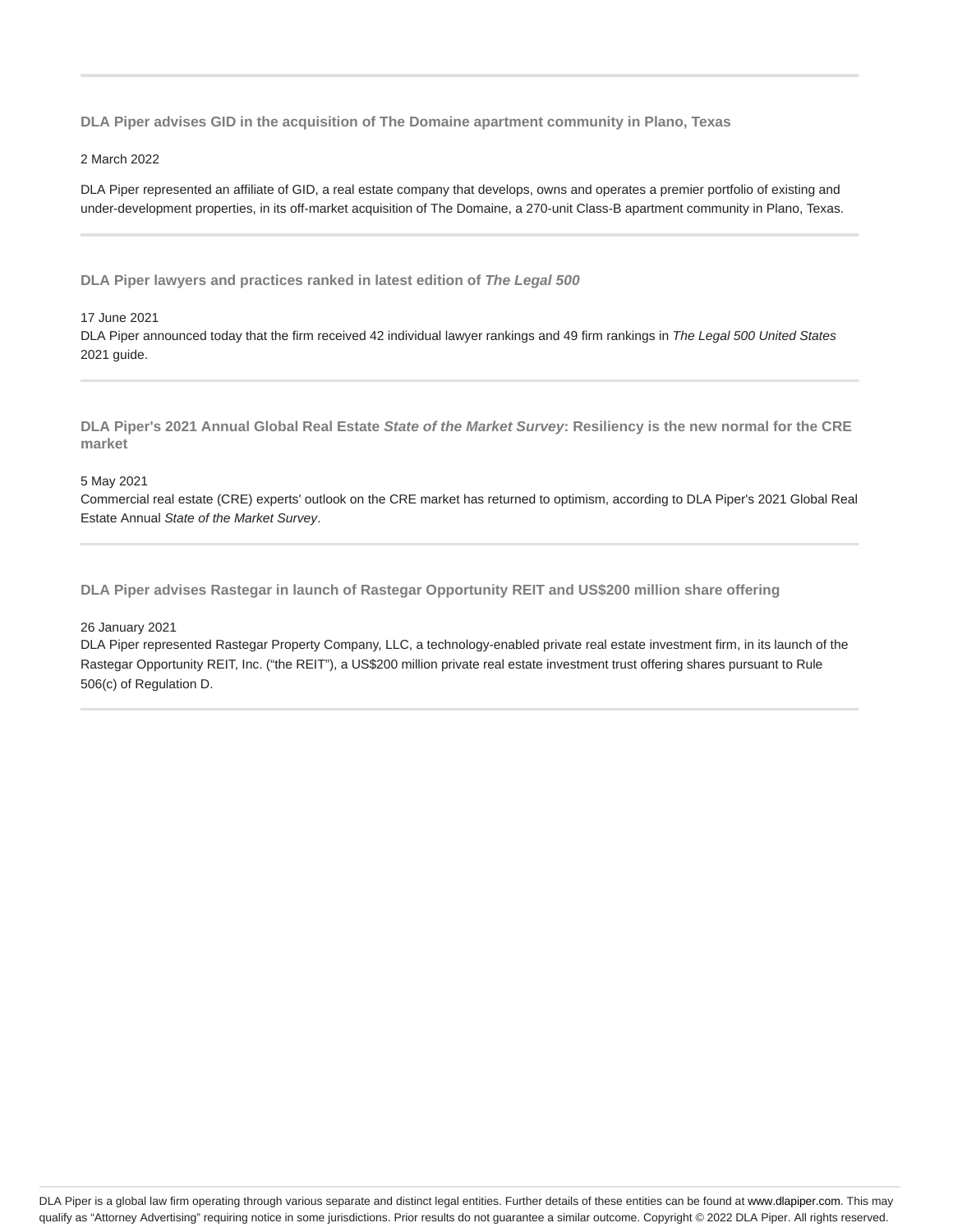### DLA Piper advises GID in the acquisition of The Domaine apartment community in Plano, Texas

2 March 2022

DLA Piper represented an affiliate of GID, a real estate company that develops, owns and operates a premier portfolio of existing and under-development properties, in its off-market acquisition of The Domaine, a 270-unit Class-B apartment community in Plano, Texas.

---

### DLA Piper lawyers and practices ranked in latest edition of *The Legal 500*

17 June 2021

DLA Piper announced today that the firm received 42 individual lawyer rankings and 49 firm rankings in *The Legal 500 United States* 2021 guide.

---

### DLA Piper's 2021 Annual Global Real Estate *State of the Market Survey*: Resiliency is the new normal for the CRE market

5 May 2021

Commercial real estate (CRE) experts' outlook on the CRE market has returned to optimism, according to DLA Piper's 2021 Global Real Estate Annual *State of the Market Survey*.

---

### DLA Piper advises Rastegar in launch of Rastegar Opportunity REIT and US$200 million share offering

26 January 2021

DLA Piper represented Rastegar Property Company, LLC, a technology-enabled private real estate investment firm, in its launch of the Rastegar Opportunity REIT, Inc. ("the REIT"), a US$200 million private real estate investment trust offering shares pursuant to Rule 506(c) of Regulation D.

---

DLA Piper is a global law firm operating through various separate and distinct legal entities. Further details of these entities can be found at www.dlapiper.com. This may qualify as "Attorney Advertising" requiring notice in some jurisdictions. Prior results do not guarantee a similar outcome. Copyright © 2022 DLA Piper. All rights reserved.